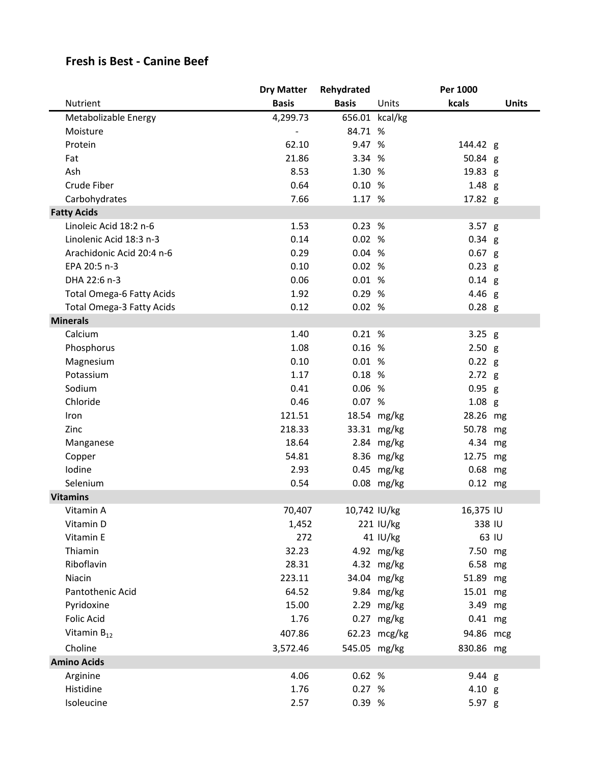## Fresh is Best - Canine Beef

| Nutrient | Dry Matter Basis | Rehydrated Basis | Units | Per 1000 kcals | Units |
|---|---|---|---|---|---|
| Metabolizable Energy | 4,299.73 | 656.01 | kcal/kg | | |
| Moisture | - | 84.71 | % | | |
| Protein | 62.10 | 9.47 | % | 144.42 | g |
| Fat | 21.86 | 3.34 | % | 50.84 | g |
| Ash | 8.53 | 1.30 | % | 19.83 | g |
| Crude Fiber | 0.64 | 0.10 | % | 1.48 | g |
| Carbohydrates | 7.66 | 1.17 | % | 17.82 | g |
| **Fatty Acids** | | | | | |
| Linoleic Acid 18:2 n-6 | 1.53 | 0.23 | % | 3.57 | g |
| Linolenic Acid 18:3 n-3 | 0.14 | 0.02 | % | 0.34 | g |
| Arachidonic Acid 20:4 n-6 | 0.29 | 0.04 | % | 0.67 | g |
| EPA 20:5 n-3 | 0.10 | 0.02 | % | 0.23 | g |
| DHA 22:6 n-3 | 0.06 | 0.01 | % | 0.14 | g |
| Total Omega-6 Fatty Acids | 1.92 | 0.29 | % | 4.46 | g |
| Total Omega-3 Fatty Acids | 0.12 | 0.02 | % | 0.28 | g |
| **Minerals** | | | | | |
| Calcium | 1.40 | 0.21 | % | 3.25 | g |
| Phosphorus | 1.08 | 0.16 | % | 2.50 | g |
| Magnesium | 0.10 | 0.01 | % | 0.22 | g |
| Potassium | 1.17 | 0.18 | % | 2.72 | g |
| Sodium | 0.41 | 0.06 | % | 0.95 | g |
| Chloride | 0.46 | 0.07 | % | 1.08 | g |
| Iron | 121.51 | 18.54 | mg/kg | 28.26 | mg |
| Zinc | 218.33 | 33.31 | mg/kg | 50.78 | mg |
| Manganese | 18.64 | 2.84 | mg/kg | 4.34 | mg |
| Copper | 54.81 | 8.36 | mg/kg | 12.75 | mg |
| Iodine | 2.93 | 0.45 | mg/kg | 0.68 | mg |
| Selenium | 0.54 | 0.08 | mg/kg | 0.12 | mg |
| **Vitamins** | | | | | |
| Vitamin A | 70,407 | 10,742 | IU/kg | 16,375 | IU |
| Vitamin D | 1,452 | 221 | IU/kg | 338 | IU |
| Vitamin E | 272 | 41 | IU/kg | 63 | IU |
| Thiamin | 32.23 | 4.92 | mg/kg | 7.50 | mg |
| Riboflavin | 28.31 | 4.32 | mg/kg | 6.58 | mg |
| Niacin | 223.11 | 34.04 | mg/kg | 51.89 | mg |
| Pantothenic Acid | 64.52 | 9.84 | mg/kg | 15.01 | mg |
| Pyridoxine | 15.00 | 2.29 | mg/kg | 3.49 | mg |
| Folic Acid | 1.76 | 0.27 | mg/kg | 0.41 | mg |
| Vitamin $B_{12}$ | 407.86 | 62.23 | mcg/kg | 94.86 | mcg |
| Choline | 3,572.46 | 545.05 | mg/kg | 830.86 | mg |
| **Amino Acids** | | | | | |
| Arginine | 4.06 | 0.62 | % | 9.44 | g |
| Histidine | 1.76 | 0.27 | % | 4.10 | g |
| Isoleucine | 2.57 | 0.39 | % | 5.97 | g |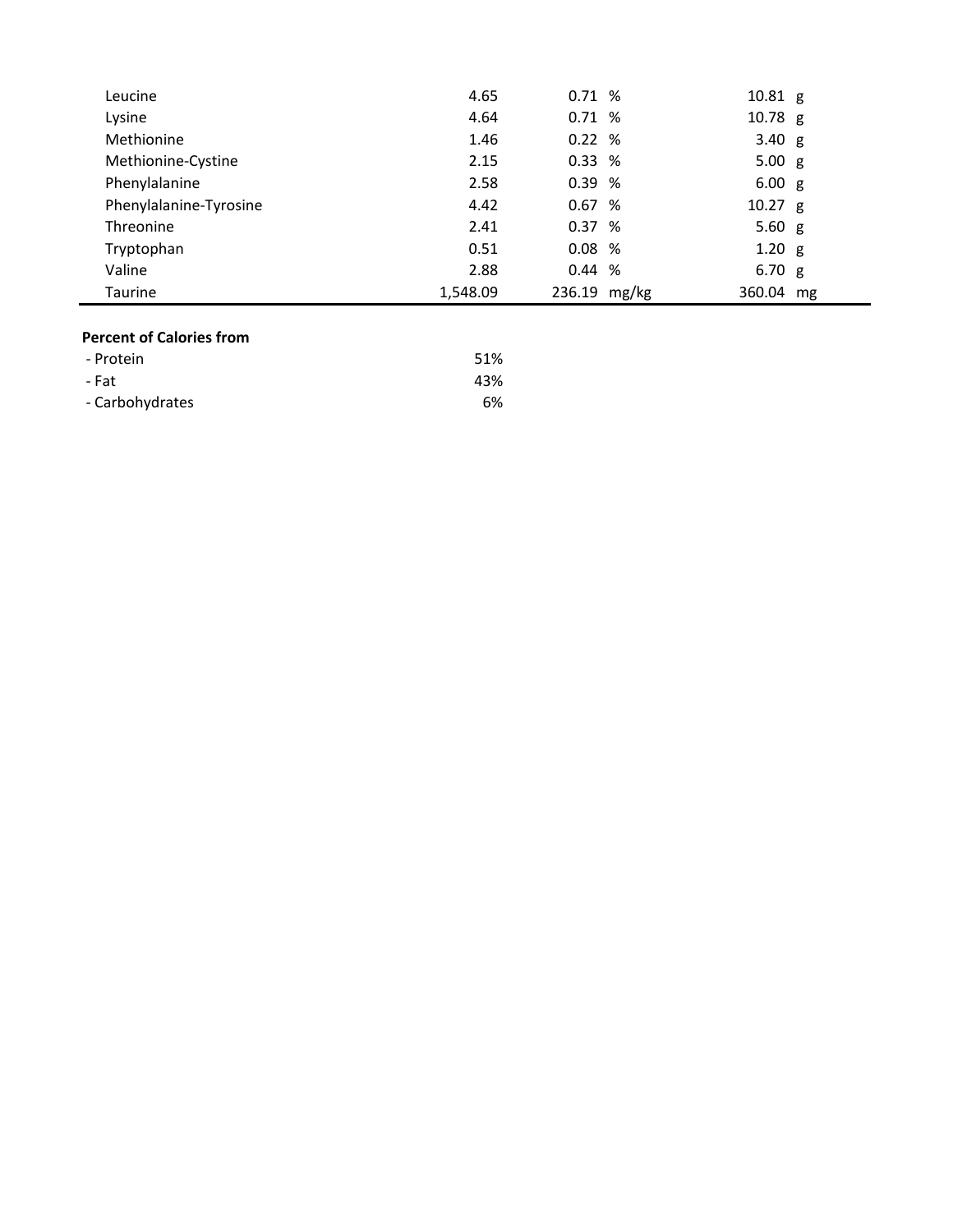| | | | |
|---|---|---|---|
| Leucine | 4.65 | 0.71 % | 10.81 g |
| Lysine | 4.64 | 0.71 % | 10.78 g |
| Methionine | 1.46 | 0.22 % | 3.40 g |
| Methionine-Cystine | 2.15 | 0.33 % | 5.00 g |
| Phenylalanine | 2.58 | 0.39 % | 6.00 g |
| Phenylalanine-Tyrosine | 4.42 | 0.67 % | 10.27 g |
| Threonine | 2.41 | 0.37 % | 5.60 g |
| Tryptophan | 0.51 | 0.08 % | 1.20 g |
| Valine | 2.88 | 0.44 % | 6.70 g |
| Taurine | 1,548.09 | 236.19 mg/kg | 360.04 mg |

**Percent of Calories from**

| | |
|---|---|
| - Protein | 51% |
| - Fat | 43% |
| - Carbohydrates | 6% |